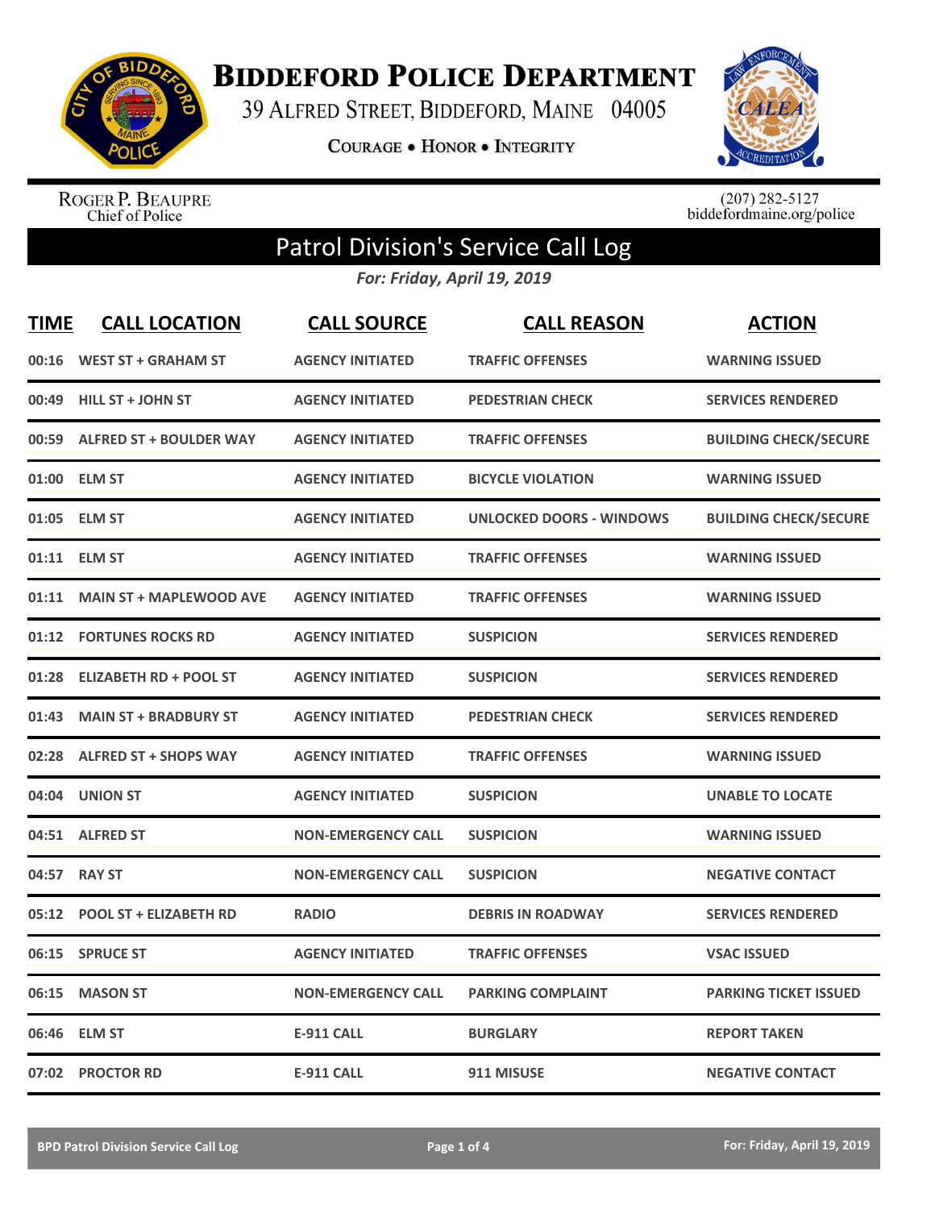# BIDDEFORD POLICE DEPARTMENT

39 ALFRED STREET, BIDDEFORD, MAINE 04005

COURAGE • HONOR • INTEGRITY

ROGER P. BEAUPRE
Chief of Police

(207) 282-5127
biddefordmaine.org/police

## Patrol Division's Service Call Log

*For: Friday, April 19, 2019*

| TIME | CALL LOCATION | CALL SOURCE | CALL REASON | ACTION |
|---|---|---|---|---|
| 00:16 | WEST ST + GRAHAM ST | AGENCY INITIATED | TRAFFIC OFFENSES | WARNING ISSUED |
| 00:49 | HILL ST + JOHN ST | AGENCY INITIATED | PEDESTRIAN CHECK | SERVICES RENDERED |
| 00:59 | ALFRED ST + BOULDER WAY | AGENCY INITIATED | TRAFFIC OFFENSES | BUILDING CHECK/SECURE |
| 01:00 | ELM ST | AGENCY INITIATED | BICYCLE VIOLATION | WARNING ISSUED |
| 01:05 | ELM ST | AGENCY INITIATED | UNLOCKED DOORS - WINDOWS | BUILDING CHECK/SECURE |
| 01:11 | ELM ST | AGENCY INITIATED | TRAFFIC OFFENSES | WARNING ISSUED |
| 01:11 | MAIN ST + MAPLEWOOD AVE | AGENCY INITIATED | TRAFFIC OFFENSES | WARNING ISSUED |
| 01:12 | FORTUNES ROCKS RD | AGENCY INITIATED | SUSPICION | SERVICES RENDERED |
| 01:28 | ELIZABETH RD + POOL ST | AGENCY INITIATED | SUSPICION | SERVICES RENDERED |
| 01:43 | MAIN ST + BRADBURY ST | AGENCY INITIATED | PEDESTRIAN CHECK | SERVICES RENDERED |
| 02:28 | ALFRED ST + SHOPS WAY | AGENCY INITIATED | TRAFFIC OFFENSES | WARNING ISSUED |
| 04:04 | UNION ST | AGENCY INITIATED | SUSPICION | UNABLE TO LOCATE |
| 04:51 | ALFRED ST | NON-EMERGENCY CALL | SUSPICION | WARNING ISSUED |
| 04:57 | RAY ST | NON-EMERGENCY CALL | SUSPICION | NEGATIVE CONTACT |
| 05:12 | POOL ST + ELIZABETH RD | RADIO | DEBRIS IN ROADWAY | SERVICES RENDERED |
| 06:15 | SPRUCE ST | AGENCY INITIATED | TRAFFIC OFFENSES | VSAC ISSUED |
| 06:15 | MASON ST | NON-EMERGENCY CALL | PARKING COMPLAINT | PARKING TICKET ISSUED |
| 06:46 | ELM ST | E-911 CALL | BURGLARY | REPORT TAKEN |
| 07:02 | PROCTOR RD | E-911 CALL | 911 MISUSE | NEGATIVE CONTACT |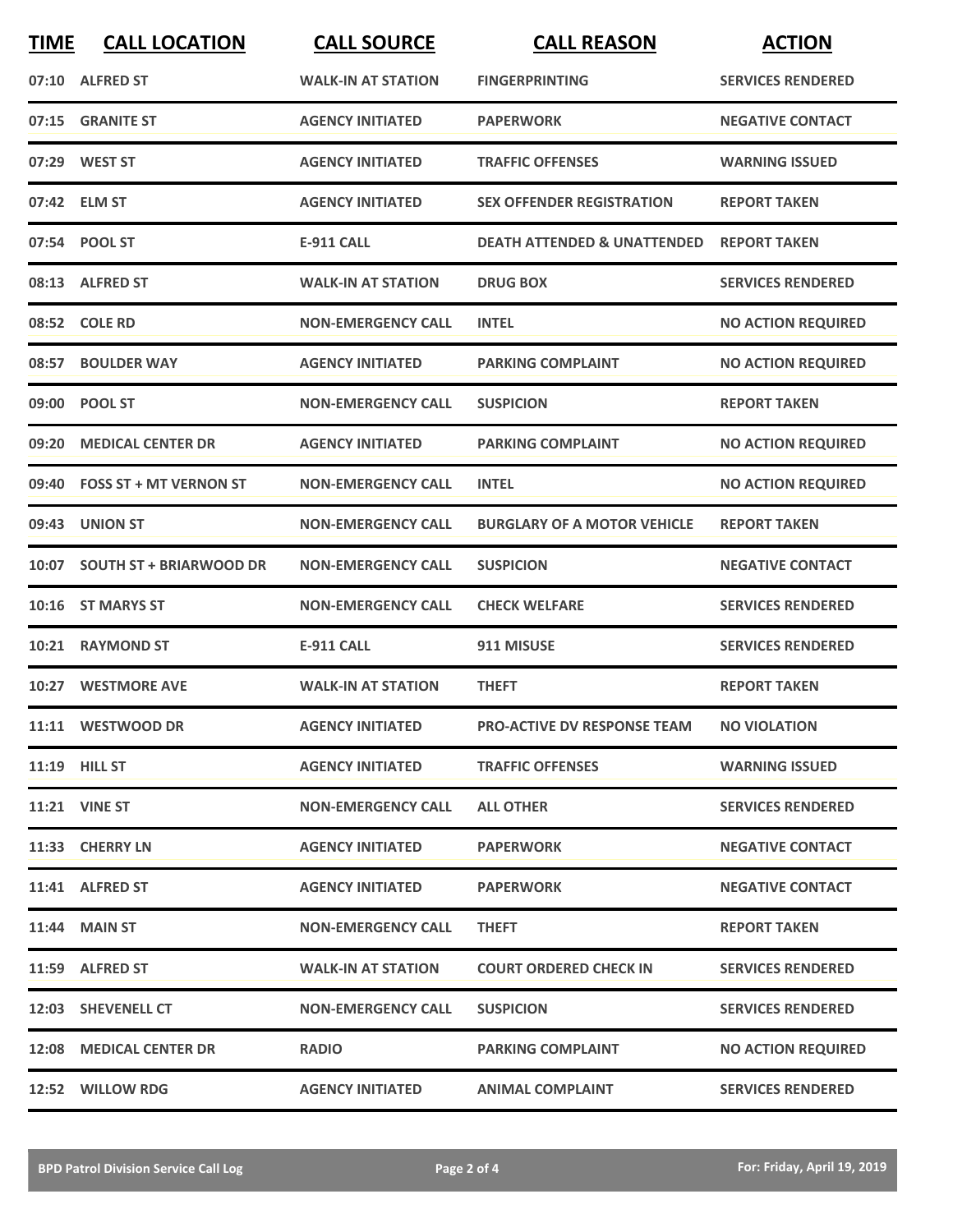| TIME | CALL LOCATION | CALL SOURCE | CALL REASON | ACTION |
|---|---|---|---|---|
| 07:10 | ALFRED ST | WALK-IN AT STATION | FINGERPRINTING | SERVICES RENDERED |
| 07:15 | GRANITE ST | AGENCY INITIATED | PAPERWORK | NEGATIVE CONTACT |
| 07:29 | WEST ST | AGENCY INITIATED | TRAFFIC OFFENSES | WARNING ISSUED |
| 07:42 | ELM ST | AGENCY INITIATED | SEX OFFENDER REGISTRATION | REPORT TAKEN |
| 07:54 | POOL ST | E-911 CALL | DEATH ATTENDED & UNATTENDED | REPORT TAKEN |
| 08:13 | ALFRED ST | WALK-IN AT STATION | DRUG BOX | SERVICES RENDERED |
| 08:52 | COLE RD | NON-EMERGENCY CALL | INTEL | NO ACTION REQUIRED |
| 08:57 | BOULDER WAY | AGENCY INITIATED | PARKING COMPLAINT | NO ACTION REQUIRED |
| 09:00 | POOL ST | NON-EMERGENCY CALL | SUSPICION | REPORT TAKEN |
| 09:20 | MEDICAL CENTER DR | AGENCY INITIATED | PARKING COMPLAINT | NO ACTION REQUIRED |
| 09:40 | FOSS ST + MT VERNON ST | NON-EMERGENCY CALL | INTEL | NO ACTION REQUIRED |
| 09:43 | UNION ST | NON-EMERGENCY CALL | BURGLARY OF A MOTOR VEHICLE | REPORT TAKEN |
| 10:07 | SOUTH ST + BRIARWOOD DR | NON-EMERGENCY CALL | SUSPICION | NEGATIVE CONTACT |
| 10:16 | ST MARYS ST | NON-EMERGENCY CALL | CHECK WELFARE | SERVICES RENDERED |
| 10:21 | RAYMOND ST | E-911 CALL | 911 MISUSE | SERVICES RENDERED |
| 10:27 | WESTMORE AVE | WALK-IN AT STATION | THEFT | REPORT TAKEN |
| 11:11 | WESTWOOD DR | AGENCY INITIATED | PRO-ACTIVE DV RESPONSE TEAM | NO VIOLATION |
| 11:19 | HILL ST | AGENCY INITIATED | TRAFFIC OFFENSES | WARNING ISSUED |
| 11:21 | VINE ST | NON-EMERGENCY CALL | ALL OTHER | SERVICES RENDERED |
| 11:33 | CHERRY LN | AGENCY INITIATED | PAPERWORK | NEGATIVE CONTACT |
| 11:41 | ALFRED ST | AGENCY INITIATED | PAPERWORK | NEGATIVE CONTACT |
| 11:44 | MAIN ST | NON-EMERGENCY CALL | THEFT | REPORT TAKEN |
| 11:59 | ALFRED ST | WALK-IN AT STATION | COURT ORDERED CHECK IN | SERVICES RENDERED |
| 12:03 | SHEVENELL CT | NON-EMERGENCY CALL | SUSPICION | SERVICES RENDERED |
| 12:08 | MEDICAL CENTER DR | RADIO | PARKING COMPLAINT | NO ACTION REQUIRED |
| 12:52 | WILLOW RDG | AGENCY INITIATED | ANIMAL COMPLAINT | SERVICES RENDERED |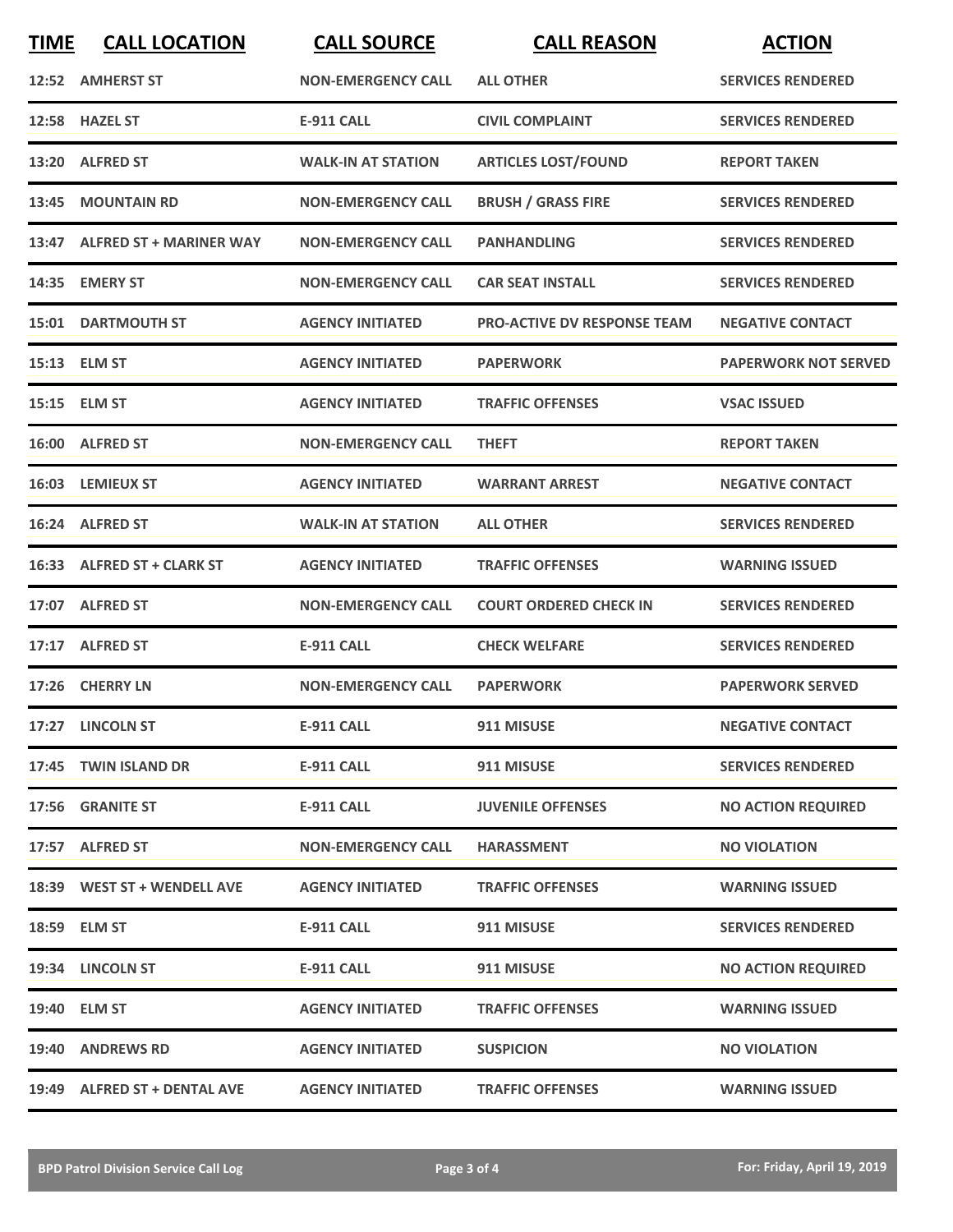| TIME | CALL LOCATION | CALL SOURCE | CALL REASON | ACTION |
|---|---|---|---|---|
| 12:52 | AMHERST ST | NON-EMERGENCY CALL | ALL OTHER | SERVICES RENDERED |
| 12:58 | HAZEL ST | E-911 CALL | CIVIL COMPLAINT | SERVICES RENDERED |
| 13:20 | ALFRED ST | WALK-IN AT STATION | ARTICLES LOST/FOUND | REPORT TAKEN |
| 13:45 | MOUNTAIN RD | NON-EMERGENCY CALL | BRUSH / GRASS FIRE | SERVICES RENDERED |
| 13:47 | ALFRED ST + MARINER WAY | NON-EMERGENCY CALL | PANHANDLING | SERVICES RENDERED |
| 14:35 | EMERY ST | NON-EMERGENCY CALL | CAR SEAT INSTALL | SERVICES RENDERED |
| 15:01 | DARTMOUTH ST | AGENCY INITIATED | PRO-ACTIVE DV RESPONSE TEAM | NEGATIVE CONTACT |
| 15:13 | ELM ST | AGENCY INITIATED | PAPERWORK | PAPERWORK NOT SERVED |
| 15:15 | ELM ST | AGENCY INITIATED | TRAFFIC OFFENSES | VSAC ISSUED |
| 16:00 | ALFRED ST | NON-EMERGENCY CALL | THEFT | REPORT TAKEN |
| 16:03 | LEMIEUX ST | AGENCY INITIATED | WARRANT ARREST | NEGATIVE CONTACT |
| 16:24 | ALFRED ST | WALK-IN AT STATION | ALL OTHER | SERVICES RENDERED |
| 16:33 | ALFRED ST + CLARK ST | AGENCY INITIATED | TRAFFIC OFFENSES | WARNING ISSUED |
| 17:07 | ALFRED ST | NON-EMERGENCY CALL | COURT ORDERED CHECK IN | SERVICES RENDERED |
| 17:17 | ALFRED ST | E-911 CALL | CHECK WELFARE | SERVICES RENDERED |
| 17:26 | CHERRY LN | NON-EMERGENCY CALL | PAPERWORK | PAPERWORK SERVED |
| 17:27 | LINCOLN ST | E-911 CALL | 911 MISUSE | NEGATIVE CONTACT |
| 17:45 | TWIN ISLAND DR | E-911 CALL | 911 MISUSE | SERVICES RENDERED |
| 17:56 | GRANITE ST | E-911 CALL | JUVENILE OFFENSES | NO ACTION REQUIRED |
| 17:57 | ALFRED ST | NON-EMERGENCY CALL | HARASSMENT | NO VIOLATION |
| 18:39 | WEST ST + WENDELL AVE | AGENCY INITIATED | TRAFFIC OFFENSES | WARNING ISSUED |
| 18:59 | ELM ST | E-911 CALL | 911 MISUSE | SERVICES RENDERED |
| 19:34 | LINCOLN ST | E-911 CALL | 911 MISUSE | NO ACTION REQUIRED |
| 19:40 | ELM ST | AGENCY INITIATED | TRAFFIC OFFENSES | WARNING ISSUED |
| 19:40 | ANDREWS RD | AGENCY INITIATED | SUSPICION | NO VIOLATION |
| 19:49 | ALFRED ST + DENTAL AVE | AGENCY INITIATED | TRAFFIC OFFENSES | WARNING ISSUED |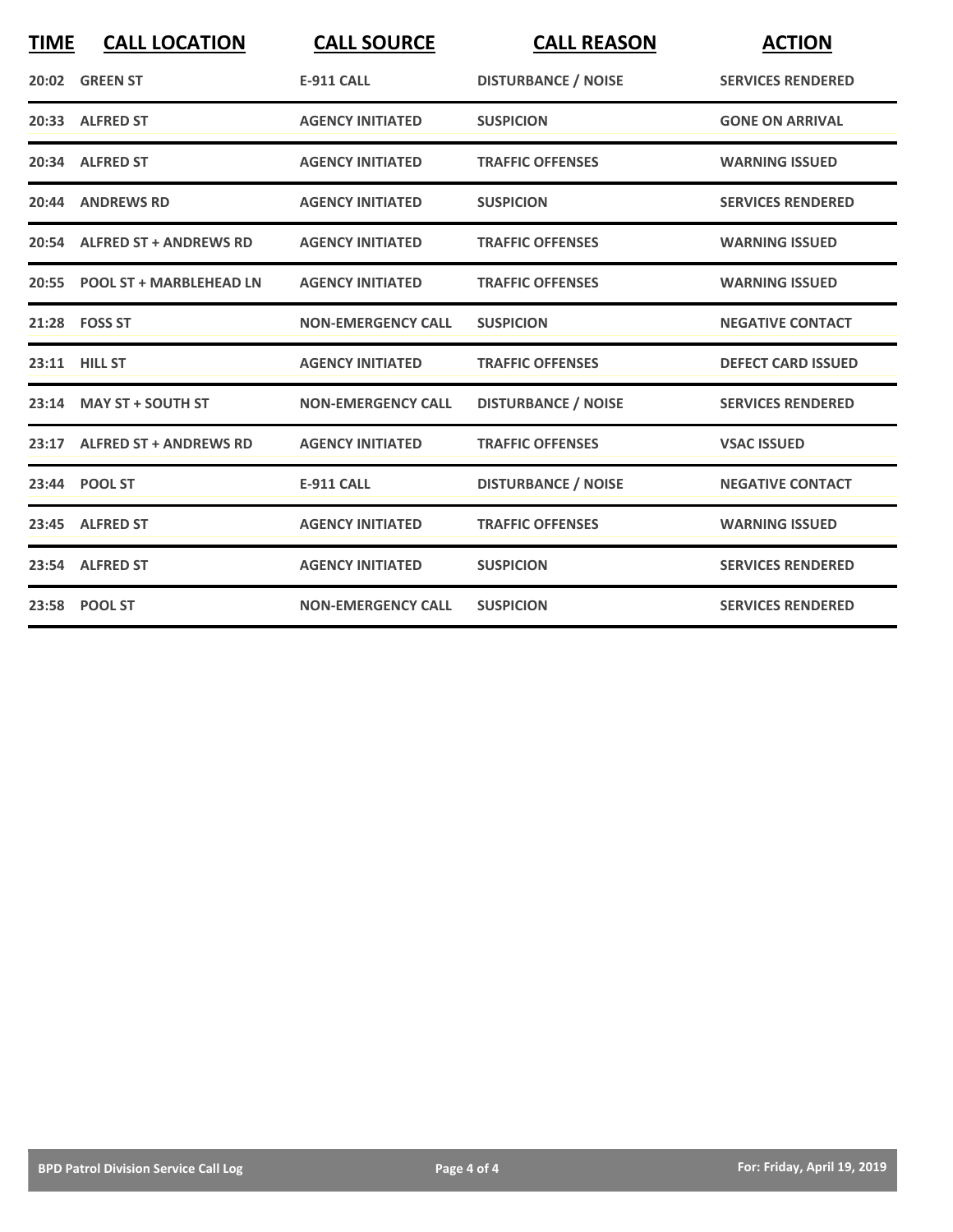| TIME | CALL LOCATION | CALL SOURCE | CALL REASON | ACTION |
|---|---|---|---|---|
| 20:02 | GREEN ST | E-911 CALL | DISTURBANCE / NOISE | SERVICES RENDERED |
| 20:33 | ALFRED ST | AGENCY INITIATED | SUSPICION | GONE ON ARRIVAL |
| 20:34 | ALFRED ST | AGENCY INITIATED | TRAFFIC OFFENSES | WARNING ISSUED |
| 20:44 | ANDREWS RD | AGENCY INITIATED | SUSPICION | SERVICES RENDERED |
| 20:54 | ALFRED ST + ANDREWS RD | AGENCY INITIATED | TRAFFIC OFFENSES | WARNING ISSUED |
| 20:55 | POOL ST + MARBLEHEAD LN | AGENCY INITIATED | TRAFFIC OFFENSES | WARNING ISSUED |
| 21:28 | FOSS ST | NON-EMERGENCY CALL | SUSPICION | NEGATIVE CONTACT |
| 23:11 | HILL ST | AGENCY INITIATED | TRAFFIC OFFENSES | DEFECT CARD ISSUED |
| 23:14 | MAY ST + SOUTH ST | NON-EMERGENCY CALL | DISTURBANCE / NOISE | SERVICES RENDERED |
| 23:17 | ALFRED ST + ANDREWS RD | AGENCY INITIATED | TRAFFIC OFFENSES | VSAC ISSUED |
| 23:44 | POOL ST | E-911 CALL | DISTURBANCE / NOISE | NEGATIVE CONTACT |
| 23:45 | ALFRED ST | AGENCY INITIATED | TRAFFIC OFFENSES | WARNING ISSUED |
| 23:54 | ALFRED ST | AGENCY INITIATED | SUSPICION | SERVICES RENDERED |
| 23:58 | POOL ST | NON-EMERGENCY CALL | SUSPICION | SERVICES RENDERED |